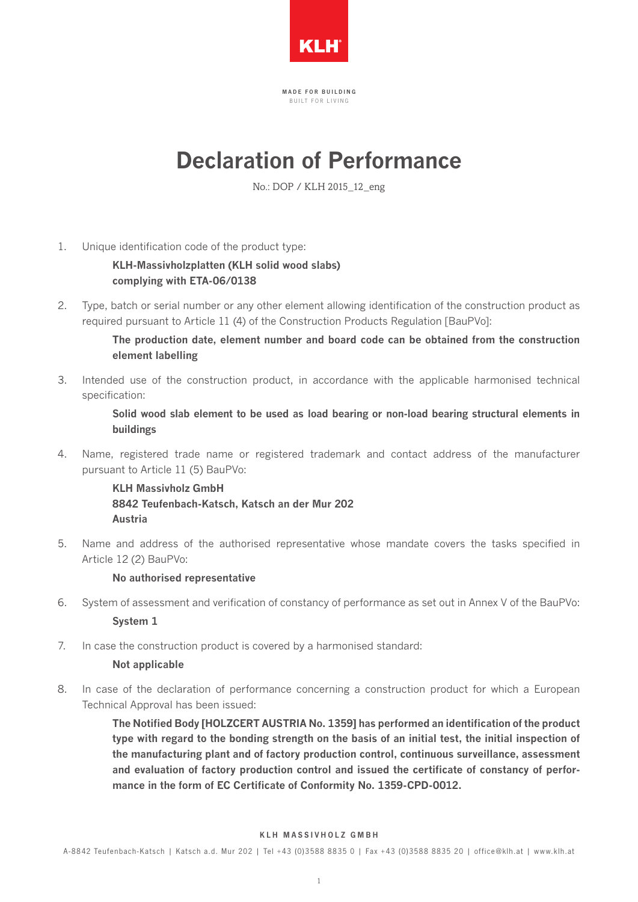KLH®

**MADE FOR BUILDING**
BUILT FOR LIVING

# Declaration of Performance

No.: DOP / KLH 2015_12_eng

1. Unique identification code of the product type:

   **KLH-Massivholzplatten (KLH solid wood slabs)**
   **complying with ETA-06/0138**

2. Type, batch or serial number or any other element allowing identification of the construction product as required pursuant to Article 11 (4) of the Construction Products Regulation [BauPVo]:

   **The production date, element number and board code can be obtained from the construction element labelling**

3. Intended use of the construction product, in accordance with the applicable harmonised technical specification:

   **Solid wood slab element to be used as load bearing or non-load bearing structural elements in buildings**

4. Name, registered trade name or registered trademark and contact address of the manufacturer pursuant to Article 11 (5) BauPVo:

   **KLH Massivholz GmbH**
   **8842 Teufenbach-Katsch, Katsch an der Mur 202**
   **Austria**

5. Name and address of the authorised representative whose mandate covers the tasks specified in Article 12 (2) BauPVo:

   **No authorised representative**

6. System of assessment and verification of constancy of performance as set out in Annex V of the BauPVo:

   **System 1**

7. In case the construction product is covered by a harmonised standard:

   **Not applicable**

8. In case of the declaration of performance concerning a construction product for which a European Technical Approval has been issued:

   **The Notified Body [HOLZCERT AUSTRIA No. 1359] has performed an identification of the product type with regard to the bonding strength on the basis of an initial test, the initial inspection of the manufacturing plant and of factory production control, continuous surveillance, assessment and evaluation of factory production control and issued the certificate of constancy of performance in the form of EC Certificate of Conformity No. 1359-CPD-0012.**

**KLH MASSIVHOLZ GMBH**
A-8842 Teufenbach-Katsch | Katsch a.d. Mur 202 | Tel +43 (0)3588 8835 0 | Fax +43 (0)3588 8835 20 | office@klh.at | www.klh.at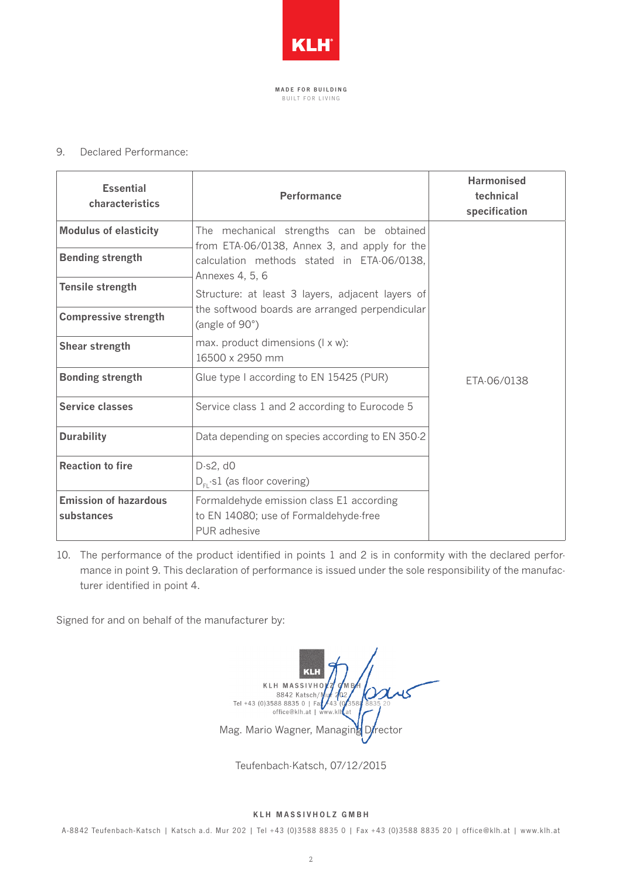KLH

MADE FOR BUILDING
BUILT FOR LIVING

9. Declared Performance:

| Essential characteristics | Performance | Harmonised technical specification |
|---|---|---|
| Modulus of elasticity | The mechanical strengths can be obtained from ETA-06/0138, Annex 3, and apply for the calculation methods stated in ETA-06/0138, Annexes 4, 5, 6 | ETA-06/0138 |
| Bending strength | | |
| Tensile strength | Structure: at least 3 layers, adjacent layers of the softwood boards are arranged perpendicular (angle of 90°) | |
| Compressive strength | | |
| Shear strength | max. product dimensions (l x w): 16500 x 2950 mm | |
| Bonding strength | Glue type I according to EN 15425 (PUR) | |
| Service classes | Service class 1 and 2 according to Eurocode 5 | |
| Durability | Data depending on species according to EN 350-2 | |
| Reaction to fire | D-s2, d0<br>$D_{FL}$-s1 (as floor covering) | |
| Emission of hazardous substances | Formaldehyde emission class E1 according to EN 14080; use of Formaldehyde-free PUR adhesive | |

10. The performance of the product identified in points 1 and 2 is in conformity with the declared performance in point 9. This declaration of performance is issued under the sole responsibility of the manufacturer identified in point 4.

Signed for and on behalf of the manufacturer by:

KLH MASSIVHOLZ GMBH
8842 Katsch/Mur 202
Tel +43 (0)3588 8835 0 | Fax +43 (0)3588 8835 20
office@klh.at | www.klh.at

Mag. Mario Wagner, Managing Director

Teufenbach-Katsch, 07/12/2015

KLH MASSIVHOLZ GMBH
A-8842 Teufenbach-Katsch | Katsch a.d. Mur 202 | Tel +43 (0)3588 8835 0 | Fax +43 (0)3588 8835 20 | office@klh.at | www.klh.at